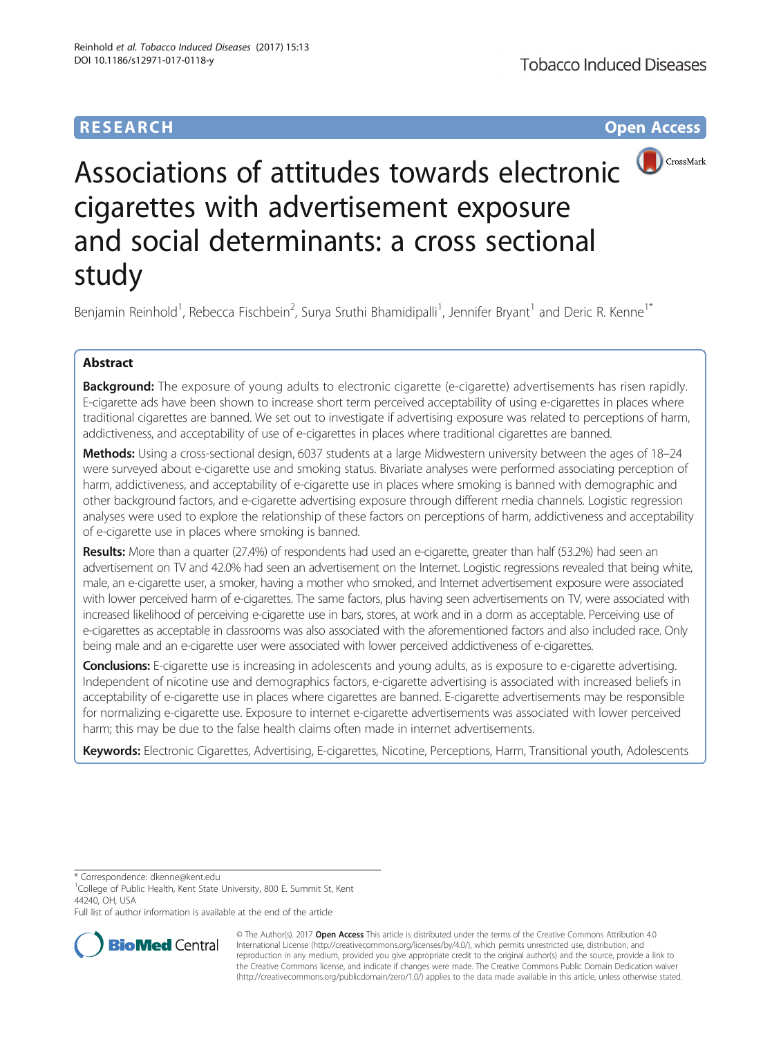RESEARCH Open Access

# Associations of attitudes towards electronic cigarettes with advertisement exposure and social determinants: a cross sectional study

Benjamin Reinhold[1], Rebecca Fischbein[2], Surya Sruthi Bhamidipalli[1], Jennifer Bryant[1] and Deric R. Kenne[1*]

## Abstract

**Background:** The exposure of young adults to electronic cigarette (e-cigarette) advertisements has risen rapidly. E-cigarette ads have been shown to increase short term perceived acceptability of using e-cigarettes in places where traditional cigarettes are banned. We set out to investigate if advertising exposure was related to perceptions of harm, addictiveness, and acceptability of use of e-cigarettes in places where traditional cigarettes are banned.

**Methods:** Using a cross-sectional design, 6037 students at a large Midwestern university between the ages of 18–24 were surveyed about e-cigarette use and smoking status. Bivariate analyses were performed associating perception of harm, addictiveness, and acceptability of e-cigarette use in places where smoking is banned with demographic and other background factors, and e-cigarette advertising exposure through different media channels. Logistic regression analyses were used to explore the relationship of these factors on perceptions of harm, addictiveness and acceptability of e-cigarette use in places where smoking is banned.

**Results:** More than a quarter (27.4%) of respondents had used an e-cigarette, greater than half (53.2%) had seen an advertisement on TV and 42.0% had seen an advertisement on the Internet. Logistic regressions revealed that being white, male, an e-cigarette user, a smoker, having a mother who smoked, and Internet advertisement exposure were associated with lower perceived harm of e-cigarettes. The same factors, plus having seen advertisements on TV, were associated with increased likelihood of perceiving e-cigarette use in bars, stores, at work and in a dorm as acceptable. Perceiving use of e-cigarettes as acceptable in classrooms was also associated with the aforementioned factors and also included race. Only being male and an e-cigarette user were associated with lower perceived addictiveness of e-cigarettes.

**Conclusions:** E-cigarette use is increasing in adolescents and young adults, as is exposure to e-cigarette advertising. Independent of nicotine use and demographics factors, e-cigarette advertising is associated with increased beliefs in acceptability of e-cigarette use in places where cigarettes are banned. E-cigarette advertisements may be responsible for normalizing e-cigarette use. Exposure to internet e-cigarette advertisements was associated with lower perceived harm; this may be due to the false health claims often made in internet advertisements.

**Keywords:** Electronic Cigarettes, Advertising, E-cigarettes, Nicotine, Perceptions, Harm, Transitional youth, Adolescents

\* Correspondence: dkenne@kent.edu
[1]College of Public Health, Kent State University, 800 E. Summit St, Kent 44240, OH, USA
Full list of author information is available at the end of the article

© The Author(s). 2017 **Open Access** This article is distributed under the terms of the Creative Commons Attribution 4.0 International License (http://creativecommons.org/licenses/by/4.0/), which permits unrestricted use, distribution, and reproduction in any medium, provided you give appropriate credit to the original author(s) and the source, provide a link to the Creative Commons license, and indicate if changes were made. The Creative Commons Public Domain Dedication waiver (http://creativecommons.org/publicdomain/zero/1.0/) applies to the data made available in this article, unless otherwise stated.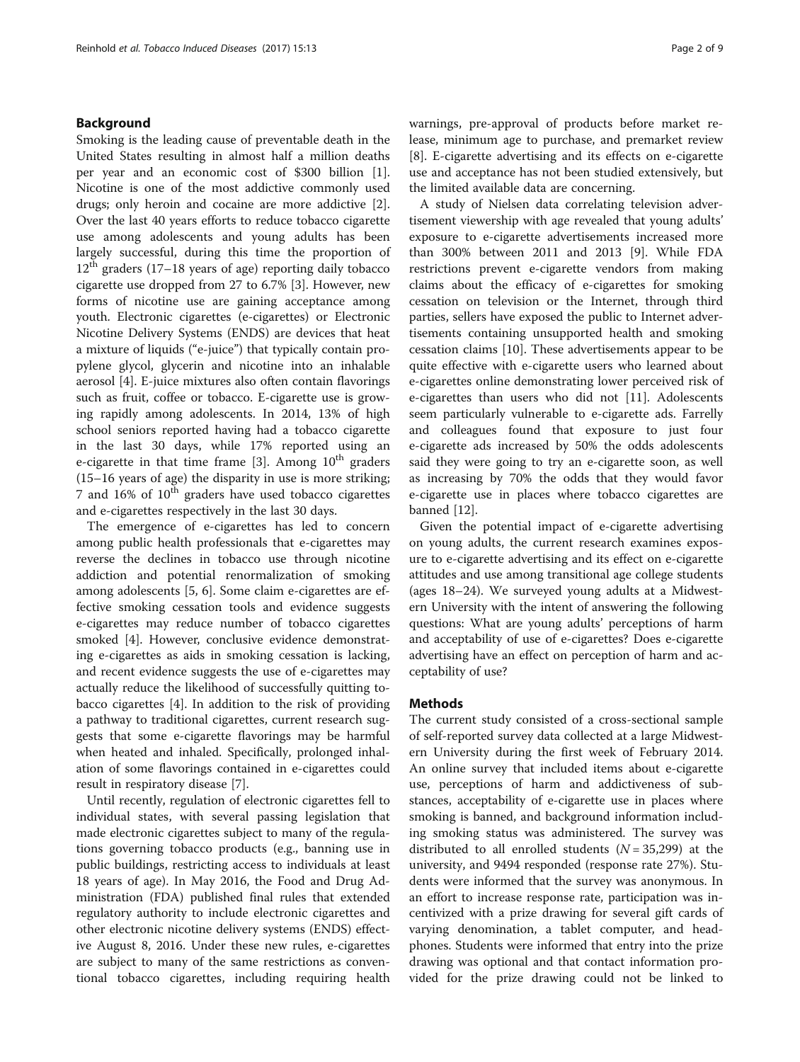## Background

Smoking is the leading cause of preventable death in the United States resulting in almost half a million deaths per year and an economic cost of \$300 billion [1]. Nicotine is one of the most addictive commonly used drugs; only heroin and cocaine are more addictive [2]. Over the last 40 years efforts to reduce tobacco cigarette use among adolescents and young adults has been largely successful, during this time the proportion of 12th graders (17–18 years of age) reporting daily tobacco cigarette use dropped from 27 to 6.7% [3]. However, new forms of nicotine use are gaining acceptance among youth. Electronic cigarettes (e-cigarettes) or Electronic Nicotine Delivery Systems (ENDS) are devices that heat a mixture of liquids ("e-juice") that typically contain propylene glycol, glycerin and nicotine into an inhalable aerosol [4]. E-juice mixtures also often contain flavorings such as fruit, coffee or tobacco. E-cigarette use is growing rapidly among adolescents. In 2014, 13% of high school seniors reported having had a tobacco cigarette in the last 30 days, while 17% reported using an e-cigarette in that time frame [3]. Among 10th graders (15–16 years of age) the disparity in use is more striking; 7 and 16% of 10th graders have used tobacco cigarettes and e-cigarettes respectively in the last 30 days.

The emergence of e-cigarettes has led to concern among public health professionals that e-cigarettes may reverse the declines in tobacco use through nicotine addiction and potential renormalization of smoking among adolescents [5, 6]. Some claim e-cigarettes are effective smoking cessation tools and evidence suggests e-cigarettes may reduce number of tobacco cigarettes smoked [4]. However, conclusive evidence demonstrating e-cigarettes as aids in smoking cessation is lacking, and recent evidence suggests the use of e-cigarettes may actually reduce the likelihood of successfully quitting tobacco cigarettes [4]. In addition to the risk of providing a pathway to traditional cigarettes, current research suggests that some e-cigarette flavorings may be harmful when heated and inhaled. Specifically, prolonged inhalation of some flavorings contained in e-cigarettes could result in respiratory disease [7].

Until recently, regulation of electronic cigarettes fell to individual states, with several passing legislation that made electronic cigarettes subject to many of the regulations governing tobacco products (e.g., banning use in public buildings, restricting access to individuals at least 18 years of age). In May 2016, the Food and Drug Administration (FDA) published final rules that extended regulatory authority to include electronic cigarettes and other electronic nicotine delivery systems (ENDS) effective August 8, 2016. Under these new rules, e-cigarettes are subject to many of the same restrictions as conventional tobacco cigarettes, including requiring health warnings, pre-approval of products before market release, minimum age to purchase, and premarket review [8]. E-cigarette advertising and its effects on e-cigarette use and acceptance has not been studied extensively, but the limited available data are concerning.

A study of Nielsen data correlating television advertisement viewership with age revealed that young adults' exposure to e-cigarette advertisements increased more than 300% between 2011 and 2013 [9]. While FDA restrictions prevent e-cigarette vendors from making claims about the efficacy of e-cigarettes for smoking cessation on television or the Internet, through third parties, sellers have exposed the public to Internet advertisements containing unsupported health and smoking cessation claims [10]. These advertisements appear to be quite effective with e-cigarette users who learned about e-cigarettes online demonstrating lower perceived risk of e-cigarettes than users who did not [11]. Adolescents seem particularly vulnerable to e-cigarette ads. Farrelly and colleagues found that exposure to just four e-cigarette ads increased by 50% the odds adolescents said they were going to try an e-cigarette soon, as well as increasing by 70% the odds that they would favor e-cigarette use in places where tobacco cigarettes are banned [12].

Given the potential impact of e-cigarette advertising on young adults, the current research examines exposure to e-cigarette advertising and its effect on e-cigarette attitudes and use among transitional age college students (ages 18–24). We surveyed young adults at a Midwestern University with the intent of answering the following questions: What are young adults' perceptions of harm and acceptability of use of e-cigarettes? Does e-cigarette advertising have an effect on perception of harm and acceptability of use?

## Methods

The current study consisted of a cross-sectional sample of self-reported survey data collected at a large Midwestern University during the first week of February 2014. An online survey that included items about e-cigarette use, perceptions of harm and addictiveness of substances, acceptability of e-cigarette use in places where smoking is banned, and background information including smoking status was administered. The survey was distributed to all enrolled students ($N = 35,299$) at the university, and 9494 responded (response rate 27%). Students were informed that the survey was anonymous. In an effort to increase response rate, participation was incentivized with a prize drawing for several gift cards of varying denomination, a tablet computer, and headphones. Students were informed that entry into the prize drawing was optional and that contact information provided for the prize drawing could not be linked to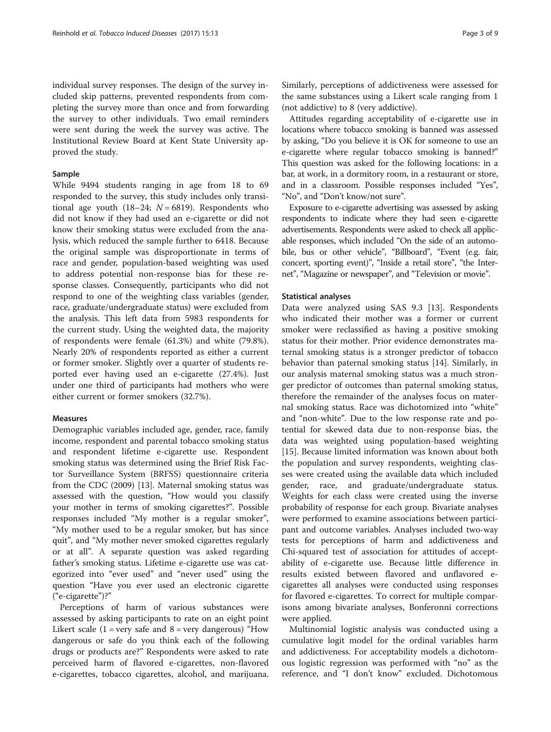individual survey responses. The design of the survey included skip patterns, prevented respondents from completing the survey more than once and from forwarding the survey to other individuals. Two email reminders were sent during the week the survey was active. The Institutional Review Board at Kent State University approved the study.

### Sample

While 9494 students ranging in age from 18 to 69 responded to the survey, this study includes only transitional age youth (18–24; $N = 6819$). Respondents who did not know if they had used an e-cigarette or did not know their smoking status were excluded from the analysis, which reduced the sample further to 6418. Because the original sample was disproportionate in terms of race and gender, population-based weighting was used to address potential non-response bias for these response classes. Consequently, participants who did not respond to one of the weighting class variables (gender, race, graduate/undergraduate status) were excluded from the analysis. This left data from 5983 respondents for the current study. Using the weighted data, the majority of respondents were female (61.3%) and white (79.8%). Nearly 20% of respondents reported as either a current or former smoker. Slightly over a quarter of students reported ever having used an e-cigarette (27.4%). Just under one third of participants had mothers who were either current or former smokers (32.7%).

### Measures

Demographic variables included age, gender, race, family income, respondent and parental tobacco smoking status and respondent lifetime e-cigarette use. Respondent smoking status was determined using the Brief Risk Factor Surveillance System (BRFSS) questionnaire criteria from the CDC (2009) [13]. Maternal smoking status was assessed with the question, "How would you classify your mother in terms of smoking cigarettes?". Possible responses included "My mother is a regular smoker", "My mother used to be a regular smoker, but has since quit", and "My mother never smoked cigarettes regularly or at all". A separate question was asked regarding father's smoking status. Lifetime e-cigarette use was categorized into "ever used" and "never used" using the question "Have you ever used an electronic cigarette ("e-cigarette")?"

Perceptions of harm of various substances were assessed by asking participants to rate on an eight point Likert scale (1 = very safe and 8 = very dangerous) "How dangerous or safe do you think each of the following drugs or products are?" Respondents were asked to rate perceived harm of flavored e-cigarettes, non-flavored e-cigarettes, tobacco cigarettes, alcohol, and marijuana. Similarly, perceptions of addictiveness were assessed for the same substances using a Likert scale ranging from 1 (not addictive) to 8 (very addictive).

Attitudes regarding acceptability of e-cigarette use in locations where tobacco smoking is banned was assessed by asking, "Do you believe it is OK for someone to use an e-cigarette where regular tobacco smoking is banned?" This question was asked for the following locations: in a bar, at work, in a dormitory room, in a restaurant or store, and in a classroom. Possible responses included "Yes", "No", and "Don't know/not sure".

Exposure to e-cigarette advertising was assessed by asking respondents to indicate where they had seen e-cigarette advertisements. Respondents were asked to check all applicable responses, which included "On the side of an automobile, bus or other vehicle", "Billboard", "Event (e.g. fair, concert, sporting event)", "Inside a retail store", "the Internet", "Magazine or newspaper", and "Television or movie".

### Statistical analyses

Data were analyzed using SAS 9.3 [13]. Respondents who indicated their mother was a former or current smoker were reclassified as having a positive smoking status for their mother. Prior evidence demonstrates maternal smoking status is a stronger predictor of tobacco behavior than paternal smoking status [14]. Similarly, in our analysis maternal smoking status was a much stronger predictor of outcomes than paternal smoking status, therefore the remainder of the analyses focus on maternal smoking status. Race was dichotomized into "white" and "non-white". Due to the low response rate and potential for skewed data due to non-response bias, the data was weighted using population-based weighting [15]. Because limited information was known about both the population and survey respondents, weighting classes were created using the available data which included gender, race, and graduate/undergraduate status. Weights for each class were created using the inverse probability of response for each group. Bivariate analyses were performed to examine associations between participant and outcome variables. Analyses included two-way tests for perceptions of harm and addictiveness and Chi-squared test of association for attitudes of acceptability of e-cigarette use. Because little difference in results existed between flavored and unflavored e-cigarettes all analyses were conducted using responses for flavored e-cigarettes. To correct for multiple comparisons among bivariate analyses, Bonferroni corrections were applied.

Multinomial logistic analysis was conducted using a cumulative logit model for the ordinal variables harm and addictiveness. For acceptability models a dichotomous logistic regression was performed with "no" as the reference, and "I don't know" excluded. Dichotomous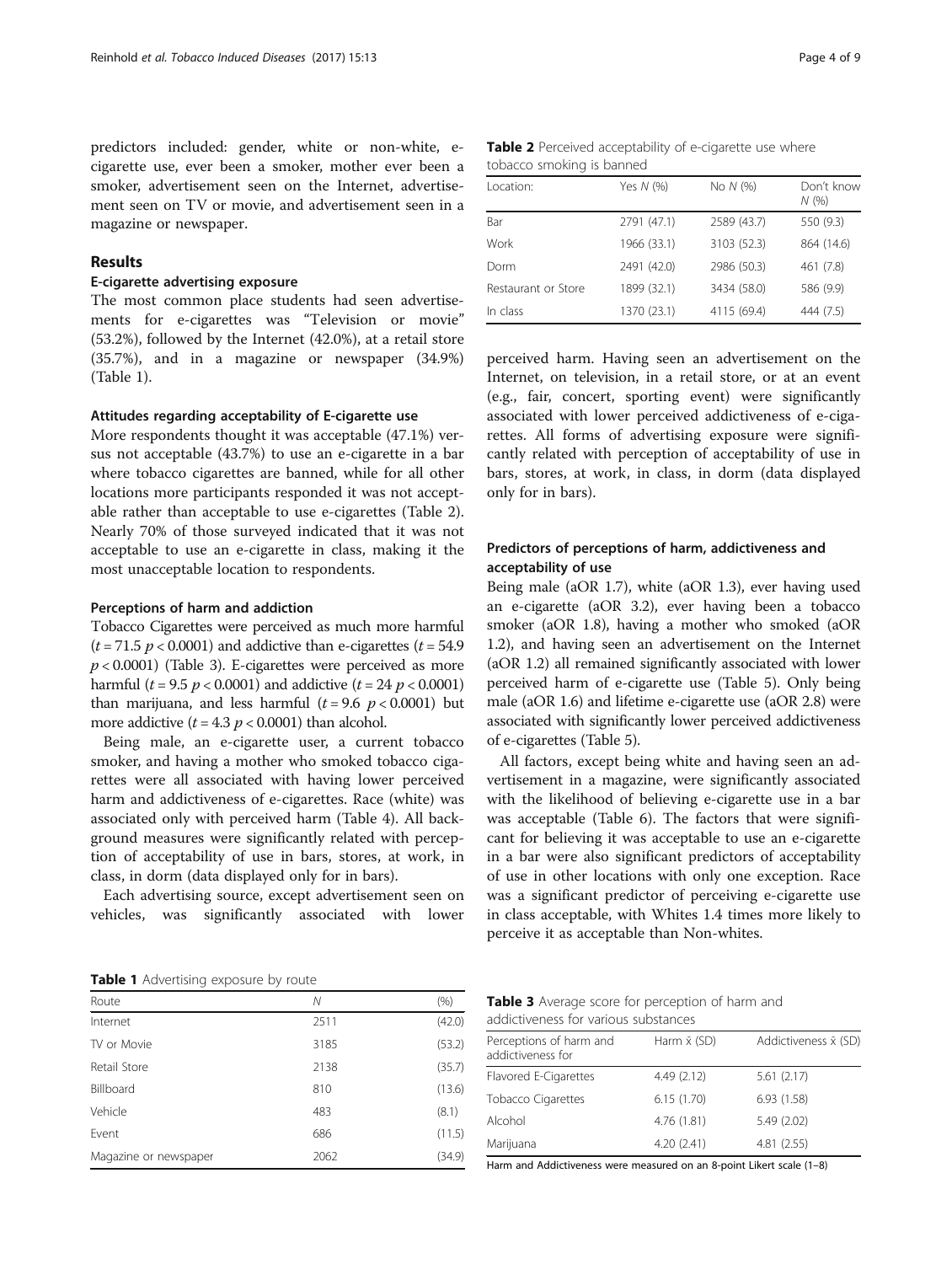predictors included: gender, white or non-white, e-cigarette use, ever been a smoker, mother ever been a smoker, advertisement seen on the Internet, advertisement seen on TV or movie, and advertisement seen in a magazine or newspaper.

## Results

### E-cigarette advertising exposure

The most common place students had seen advertisements for e-cigarettes was "Television or movie" (53.2%), followed by the Internet (42.0%), at a retail store (35.7%), and in a magazine or newspaper (34.9%) (Table 1).

#### Attitudes regarding acceptability of E-cigarette use

More respondents thought it was acceptable (47.1%) versus not acceptable (43.7%) to use an e-cigarette in a bar where tobacco cigarettes are banned, while for all other locations more participants responded it was not acceptable rather than acceptable to use e-cigarettes (Table 2). Nearly 70% of those surveyed indicated that it was not acceptable to use an e-cigarette in class, making it the most unacceptable location to respondents.

#### Perceptions of harm and addiction

Tobacco Cigarettes were perceived as much more harmful ($t = 71.5$ $p < 0.0001$) and addictive than e-cigarettes ($t = 54.9$ $p < 0.0001$) (Table 3). E-cigarettes were perceived as more harmful ($t = 9.5$ $p < 0.0001$) and addictive ($t = 24$ $p < 0.0001$) than marijuana, and less harmful ($t = 9.6$ $p < 0.0001$) but more addictive ($t = 4.3$ $p < 0.0001$) than alcohol.

Being male, an e-cigarette user, a current tobacco smoker, and having a mother who smoked tobacco cigarettes were all associated with having lower perceived harm and addictiveness of e-cigarettes. Race (white) was associated only with perceived harm (Table 4). All background measures were significantly related with perception of acceptability of use in bars, stores, at work, in class, in dorm (data displayed only for in bars).

Each advertising source, except advertisement seen on vehicles, was significantly associated with lower perceived harm. Having seen an advertisement on the Internet, on television, in a retail store, or at an event (e.g., fair, concert, sporting event) were significantly associated with lower perceived addictiveness of e-cigarettes. All forms of advertising exposure were significantly related with perception of acceptability of use in bars, stores, at work, in class, in dorm (data displayed only for in bars).

### Predictors of perceptions of harm, addictiveness and acceptability of use

Being male (aOR 1.7), white (aOR 1.3), ever having used an e-cigarette (aOR 3.2), ever having been a tobacco smoker (aOR 1.8), having a mother who smoked (aOR 1.2), and having seen an advertisement on the Internet (aOR 1.2) all remained significantly associated with lower perceived harm of e-cigarette use (Table 5). Only being male (aOR 1.6) and lifetime e-cigarette use (aOR 2.8) were associated with significantly lower perceived addictiveness of e-cigarettes (Table 5).

All factors, except being white and having seen an advertisement in a magazine, were significantly associated with the likelihood of believing e-cigarette use in a bar was acceptable (Table 6). The factors that were significant for believing it was acceptable to use an e-cigarette in a bar were also significant predictors of acceptability of use in other locations with only one exception. Race was a significant predictor of perceiving e-cigarette use in class acceptable, with Whites 1.4 times more likely to perceive it as acceptable than Non-whites.

**Table 1** Advertising exposure by route

| Route | N | (%) |
|---|---|---|
| Internet | 2511 | (42.0) |
| TV or Movie | 3185 | (53.2) |
| Retail Store | 2138 | (35.7) |
| Billboard | 810 | (13.6) |
| Vehicle | 483 | (8.1) |
| Event | 686 | (11.5) |
| Magazine or newspaper | 2062 | (34.9) |

**Table 2** Perceived acceptability of e-cigarette use where tobacco smoking is banned

| Location: | Yes N (%) | No N (%) | Don't know N (%) |
|---|---|---|---|
| Bar | 2791 (47.1) | 2589 (43.7) | 550 (9.3) |
| Work | 1966 (33.1) | 3103 (52.3) | 864 (14.6) |
| Dorm | 2491 (42.0) | 2986 (50.3) | 461 (7.8) |
| Restaurant or Store | 1899 (32.1) | 3434 (58.0) | 586 (9.9) |
| In class | 1370 (23.1) | 4115 (69.4) | 444 (7.5) |

**Table 3** Average score for perception of harm and addictiveness for various substances

| Perceptions of harm and addictiveness for | Harm $\bar{x}$ (SD) | Addictiveness $\bar{x}$ (SD) |
|---|---|---|
| Flavored E-Cigarettes | 4.49 (2.12) | 5.61 (2.17) |
| Tobacco Cigarettes | 6.15 (1.70) | 6.93 (1.58) |
| Alcohol | 4.76 (1.81) | 5.49 (2.02) |
| Marijuana | 4.20 (2.41) | 4.81 (2.55) |

Harm and Addictiveness were measured on an 8-point Likert scale (1–8)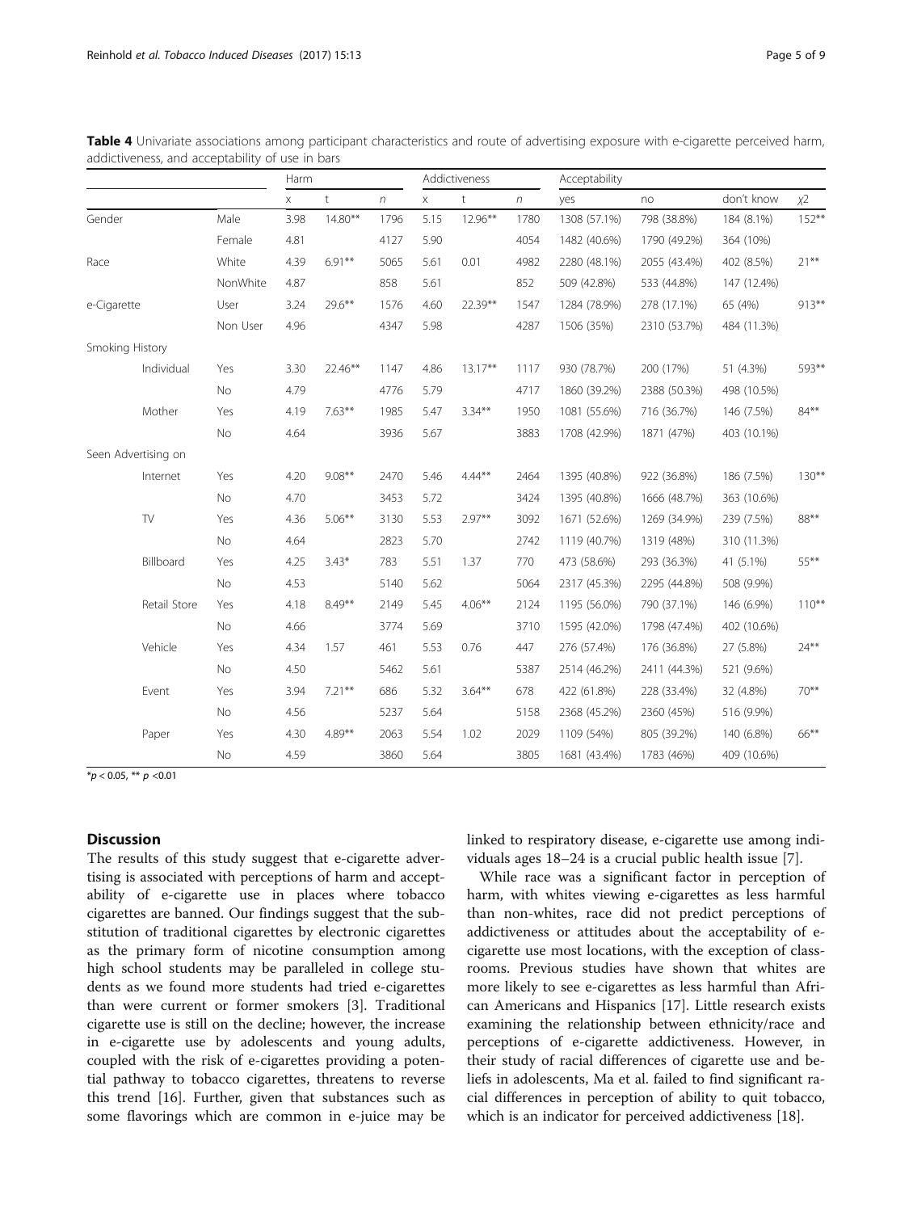**Table 4** Univariate associations among participant characteristics and route of advertising exposure with e-cigarette perceived harm, addictiveness, and acceptability of use in bars

| | | Harm | | | Addictiveness | | | Acceptability | | | |
|---|---|---|---|---|---|---|---|---|---|---|---|
| | | x | t | n | x | t | n | yes | no | don't know | χ2 |
| Gender | Male | 3.98 | 14.80** | 1796 | 5.15 | 12.96** | 1780 | 1308 (57.1%) | 798 (38.8%) | 184 (8.1%) | 152** |
| | Female | 4.81 | | 4127 | 5.90 | | 4054 | 1482 (40.6%) | 1790 (49.2%) | 364 (10%) | |
| Race | White | 4.39 | 6.91** | 5065 | 5.61 | 0.01 | 4982 | 2280 (48.1%) | 2055 (43.4%) | 402 (8.5%) | 21** |
| | NonWhite | 4.87 | | 858 | 5.61 | | 852 | 509 (42.8%) | 533 (44.8%) | 147 (12.4%) | |
| e-Cigarette | User | 3.24 | 29.6** | 1576 | 4.60 | 22.39** | 1547 | 1284 (78.9%) | 278 (17.1%) | 65 (4%) | 913** |
| | Non User | 4.96 | | 4347 | 5.98 | | 4287 | 1506 (35%) | 2310 (53.7%) | 484 (11.3%) | |
| Smoking History | | | | | | | | | | | |
| Individual | Yes | 3.30 | 22.46** | 1147 | 4.86 | 13.17** | 1117 | 930 (78.7%) | 200 (17%) | 51 (4.3%) | 593** |
| | No | 4.79 | | 4776 | 5.79 | | 4717 | 1860 (39.2%) | 2388 (50.3%) | 498 (10.5%) | |
| Mother | Yes | 4.19 | 7.63** | 1985 | 5.47 | 3.34** | 1950 | 1081 (55.6%) | 716 (36.7%) | 146 (7.5%) | 84** |
| | No | 4.64 | | 3936 | 5.67 | | 3883 | 1708 (42.9%) | 1871 (47%) | 403 (10.1%) | |
| Seen Advertising on | | | | | | | | | | | |
| Internet | Yes | 4.20 | 9.08** | 2470 | 5.46 | 4.44** | 2464 | 1395 (40.8%) | 922 (36.8%) | 186 (7.5%) | 130** |
| | No | 4.70 | | 3453 | 5.72 | | 3424 | 1395 (40.8%) | 1666 (48.7%) | 363 (10.6%) | |
| TV | Yes | 4.36 | 5.06** | 3130 | 5.53 | 2.97** | 3092 | 1671 (52.6%) | 1269 (34.9%) | 239 (7.5%) | 88** |
| | No | 4.64 | | 2823 | 5.70 | | 2742 | 1119 (40.7%) | 1319 (48%) | 310 (11.3%) | |
| Billboard | Yes | 4.25 | 3.43* | 783 | 5.51 | 1.37 | 770 | 473 (58.6%) | 293 (36.3%) | 41 (5.1%) | 55** |
| | No | 4.53 | | 5140 | 5.62 | | 5064 | 2317 (45.3%) | 2295 (44.8%) | 508 (9.9%) | |
| Retail Store | Yes | 4.18 | 8.49** | 2149 | 5.45 | 4.06** | 2124 | 1195 (56.0%) | 790 (37.1%) | 146 (6.9%) | 110** |
| | No | 4.66 | | 3774 | 5.69 | | 3710 | 1595 (42.0%) | 1798 (47.4%) | 402 (10.6%) | |
| Vehicle | Yes | 4.34 | 1.57 | 461 | 5.53 | 0.76 | 447 | 276 (57.4%) | 176 (36.8%) | 27 (5.8%) | 24** |
| | No | 4.50 | | 5462 | 5.61 | | 5387 | 2514 (46.2%) | 2411 (44.3%) | 521 (9.6%) | |
| Event | Yes | 3.94 | 7.21** | 686 | 5.32 | 3.64** | 678 | 422 (61.8%) | 228 (33.4%) | 32 (4.8%) | 70** |
| | No | 4.56 | | 5237 | 5.64 | | 5158 | 2368 (45.2%) | 2360 (45%) | 516 (9.9%) | |
| Paper | Yes | 4.30 | 4.89** | 2063 | 5.54 | 1.02 | 2029 | 1109 (54%) | 805 (39.2%) | 140 (6.8%) | 66** |
| | No | 4.59 | | 3860 | 5.64 | | 3805 | 1681 (43.4%) | 1783 (46%) | 409 (10.6%) | |

*$p < 0.05$, ** $p < 0.01$

## Discussion

The results of this study suggest that e-cigarette advertising is associated with perceptions of harm and acceptability of e-cigarette use in places where tobacco cigarettes are banned. Our findings suggest that the substitution of traditional cigarettes by electronic cigarettes as the primary form of nicotine consumption among high school students may be paralleled in college students as we found more students had tried e-cigarettes than were current or former smokers [3]. Traditional cigarette use is still on the decline; however, the increase in e-cigarette use by adolescents and young adults, coupled with the risk of e-cigarettes providing a potential pathway to tobacco cigarettes, threatens to reverse this trend [16]. Further, given that substances such as some flavorings which are common in e-juice may be linked to respiratory disease, e-cigarette use among individuals ages 18–24 is a crucial public health issue [7].

While race was a significant factor in perception of harm, with whites viewing e-cigarettes as less harmful than non-whites, race did not predict perceptions of addictiveness or attitudes about the acceptability of e-cigarette use most locations, with the exception of classrooms. Previous studies have shown that whites are more likely to see e-cigarettes as less harmful than African Americans and Hispanics [17]. Little research exists examining the relationship between ethnicity/race and perceptions of e-cigarette addictiveness. However, in their study of racial differences of cigarette use and beliefs in adolescents, Ma et al. failed to find significant racial differences in perception of ability to quit tobacco, which is an indicator for perceived addictiveness [18].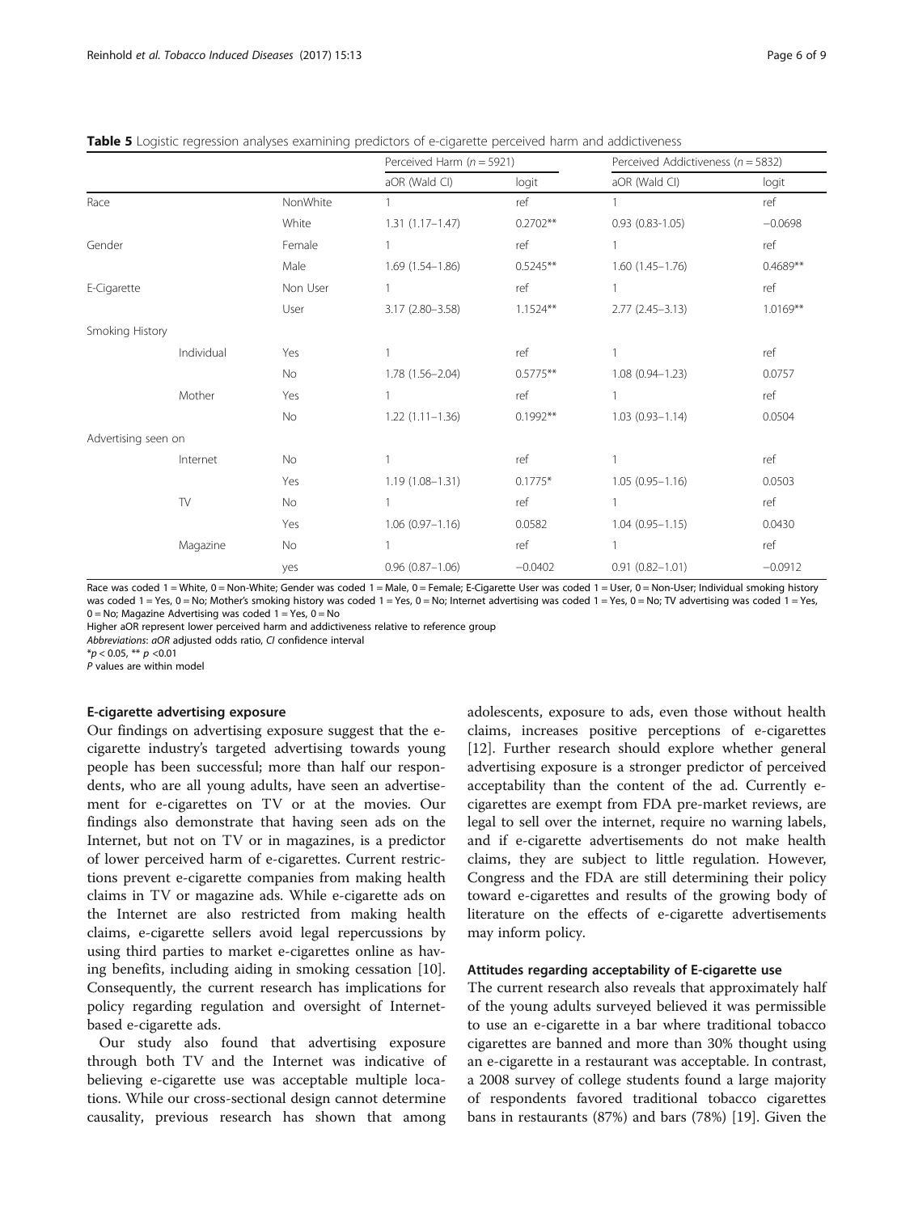**Table 5** Logistic regression analyses examining predictors of e-cigarette perceived harm and addictiveness

| | | | Perceived Harm ($n = 5921$) | | Perceived Addictiveness ($n = 5832$) | |
|---|---|---|---|---|---|---|
| | | | aOR (Wald CI) | logit | aOR (Wald CI) | logit |
| Race | | NonWhite | 1 | ref | 1 | ref |
| | | White | 1.31 (1.17–1.47) | 0.2702** | 0.93 (0.83-1.05) | −0.0698 |
| Gender | | Female | 1 | ref | 1 | ref |
| | | Male | 1.69 (1.54–1.86) | 0.5245** | 1.60 (1.45–1.76) | 0.4689** |
| E-Cigarette | | Non User | 1 | ref | 1 | ref |
| | | User | 3.17 (2.80–3.58) | 1.1524** | 2.77 (2.45–3.13) | 1.0169** |
| Smoking History | | | | | | |
| | Individual | Yes | 1 | ref | 1 | ref |
| | | No | 1.78 (1.56–2.04) | 0.5775** | 1.08 (0.94–1.23) | 0.0757 |
| | Mother | Yes | 1 | ref | 1 | ref |
| | | No | 1.22 (1.11–1.36) | 0.1992** | 1.03 (0.93–1.14) | 0.0504 |
| Advertising seen on | | | | | | |
| | Internet | No | 1 | ref | 1 | ref |
| | | Yes | 1.19 (1.08–1.31) | 0.1775* | 1.05 (0.95–1.16) | 0.0503 |
| | TV | No | 1 | ref | 1 | ref |
| | | Yes | 1.06 (0.97–1.16) | 0.0582 | 1.04 (0.95–1.15) | 0.0430 |
| | Magazine | No | 1 | ref | 1 | ref |
| | | yes | 0.96 (0.87–1.06) | −0.0402 | 0.91 (0.82–1.01) | −0.0912 |

Race was coded 1 = White, 0 = Non-White; Gender was coded 1 = Male, 0 = Female; E-Cigarette User was coded 1 = User, 0 = Non-User; Individual smoking history was coded 1 = Yes, 0 = No; Mother's smoking history was coded 1 = Yes, 0 = No; Internet advertising was coded 1 = Yes, 0 = No; TV advertising was coded 1 = Yes, 0 = No; Magazine Advertising was coded 1 = Yes, 0 = No

Higher aOR represent lower perceived harm and addictiveness relative to reference group

*Abbreviations*: *aOR* adjusted odds ratio, *CI* confidence interval

*$p < 0.05$, ** $p < 0.01$

*P* values are within model

#### E-cigarette advertising exposure

Our findings on advertising exposure suggest that the e-cigarette industry's targeted advertising towards young people has been successful; more than half our respondents, who are all young adults, have seen an advertisement for e-cigarettes on TV or at the movies. Our findings also demonstrate that having seen ads on the Internet, but not on TV or in magazines, is a predictor of lower perceived harm of e-cigarettes. Current restrictions prevent e-cigarette companies from making health claims in TV or magazine ads. While e-cigarette ads on the Internet are also restricted from making health claims, e-cigarette sellers avoid legal repercussions by using third parties to market e-cigarettes online as having benefits, including aiding in smoking cessation [10]. Consequently, the current research has implications for policy regarding regulation and oversight of Internet-based e-cigarette ads.

Our study also found that advertising exposure through both TV and the Internet was indicative of believing e-cigarette use was acceptable multiple locations. While our cross-sectional design cannot determine causality, previous research has shown that among adolescents, exposure to ads, even those without health claims, increases positive perceptions of e-cigarettes [12]. Further research should explore whether general advertising exposure is a stronger predictor of perceived acceptability than the content of the ad. Currently e-cigarettes are exempt from FDA pre-market reviews, are legal to sell over the internet, require no warning labels, and if e-cigarette advertisements do not make health claims, they are subject to little regulation. However, Congress and the FDA are still determining their policy toward e-cigarettes and results of the growing body of literature on the effects of e-cigarette advertisements may inform policy.

#### Attitudes regarding acceptability of E-cigarette use

The current research also reveals that approximately half of the young adults surveyed believed it was permissible to use an e-cigarette in a bar where traditional tobacco cigarettes are banned and more than 30% thought using an e-cigarette in a restaurant was acceptable. In contrast, a 2008 survey of college students found a large majority of respondents favored traditional tobacco cigarettes bans in restaurants (87%) and bars (78%) [19]. Given the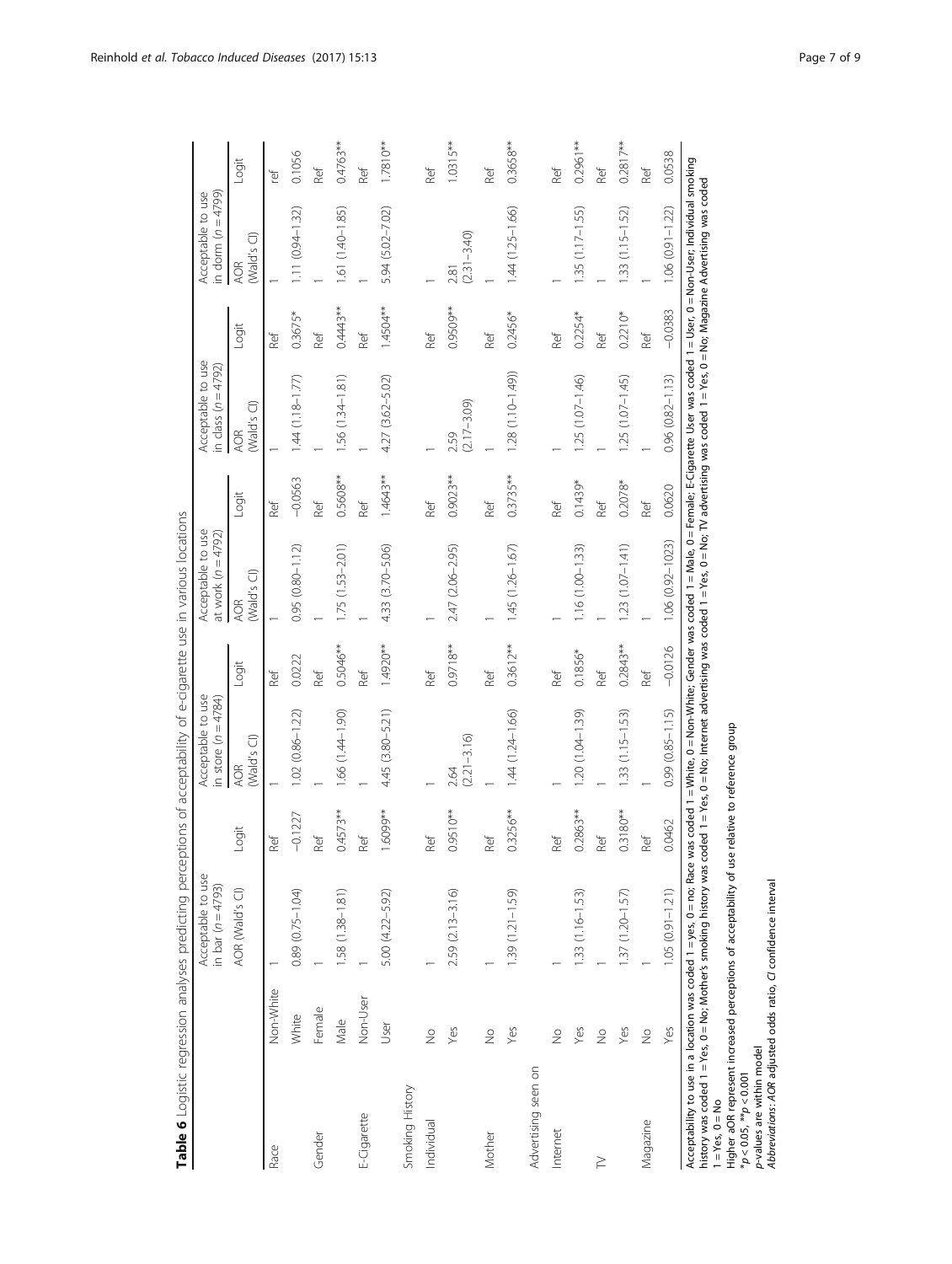**Table 6** Logistic regression analyses predicting perceptions of acceptability of e-cigarette use in various locations

| | | Acceptable to use in bar ($n = 4793$) | | Acceptable to use in store ($n = 4784$) | | Acceptable to use at work ($n = 4792$) | | Acceptable to use in class ($n = 4792$) | | Acceptable to use in dorm ($n = 4799$) | |
|---|---|---|---|---|---|---|---|---|---|---|---|
| | | AOR (Wald's CI) | Logit | AOR (Wald's CI) | Logit | AOR (Wald's CI) | Logit | AOR (Wald's CI) | Logit | AOR (Wald's CI) | Logit |
| Race | Non-White | 1 | Ref | 1 | Ref | 1 | Ref | 1 | Ref | 1 | ref |
| | White | 0.89 (0.75–1.04) | −0.1227 | 1.02 (0.86–1.22) | 0.0222 | 0.95 (0.80–1.12) | −0.0563 | 1.44 (1.18–1.77) | 0.3675* | 1.11 (0.94–1.32) | 0.1056 |
| Gender | Female | 1 | Ref | 1 | Ref | 1 | Ref | 1 | Ref | 1 | Ref |
| | Male | 1.58 (1.38–1.81) | 0.4573** | 1.66 (1.44–1.90) | 0.5046** | 1.75 (1.53–2.01) | 0.5608** | 1.56 (1.34–1.81) | 0.4443** | 1.61 (1.40–1.85) | 0.4763** |
| E-Cigarette | Non-User | 1 | Ref | 1 | Ref | 1 | Ref | 1 | Ref | 1 | Ref |
| | User | 5.00 (4.22–5.92) | 1.6099** | 4.45 (3.80–5.21) | 1.4920** | 4.33 (3.70–5.06) | 1.4643** | 4.27 (3.62–5.02) | 1.4504** | 5.94 (5.02–7.02) | 1.7810** |
| Smoking History | | | | | | | | | | | |
| Individual | No | 1 | Ref | 1 | Ref | 1 | Ref | 1 | Ref | 1 | Ref |
| | Yes | 2.59 (2.13–3.16) | 0.9510** | 2.64 (2.21–3.16) | 0.9718** | 2.47 (2.06–2.95) | 0.9023** | 2.59 (2.17–3.09) | 0.9509** | 2.81 (2.31–3.40) | 1.0315** |
| Mother | No | 1 | Ref | 1 | Ref | 1 | Ref | 1 | Ref | 1 | Ref |
| | Yes | 1.39 (1.21–1.59) | 0.3256** | 1.44 (1.24–1.66) | 0.3612** | 1.45 (1.26–1.67) | 0.3735** | 1.28 (1.10–1.49)) | 0.2456* | 1.44 (1.25–1.66) | 0.3658** |
| Advertising seen on | | | | | | | | | | | |
| Internet | No | 1 | Ref | 1 | Ref | 1 | Ref | 1 | Ref | 1 | Ref |
| | Yes | 1.33 (1.16–1.53) | 0.2863** | 1.20 (1.04–1.39) | 0.1856* | 1.16 (1.00–1.33) | 0.1439* | 1.25 (1.07–1.46) | 0.2254* | 1.35 (1.17–1.55) | 0.2961** |
| TV | No | 1 | Ref | 1 | Ref | 1 | Ref | 1 | Ref | 1 | Ref |
| | Yes | 1.37 (1.20–1.57) | 0.3180** | 1.33 (1.15–1.53) | 0.2843** | 1.23 (1.07–1.41) | 0.2078* | 1.25 (1.07–1.45) | 0.2210* | 1.33 (1.15–1.52) | 0.2817** |
| Magazine | No | 1 | Ref | 1 | Ref | 1 | Ref | 1 | Ref | 1 | Ref |
| | Yes | 1.05 (0.91–1.21) | 0.0462 | 0.99 (0.85–1.15) | −0.0126 | 1.06 (0.92–1023) | 0.0620 | 0.96 (0.82–1.13) | −0.0383 | 1.06 (0.91–1.22) | 0.0538 |

Acceptability to use in a location was coded 1 = yes, 0 = no; Race was coded 1 = White, 0 = Non-White; Gender was coded 1 = Male, 0 = Female; E-Cigarette User was coded 1 = User, 0 = Non-User; Individual smoking history was coded 1 = Yes, 0 = No; Mother's smoking history was coded 1 = Yes, 0 = No; Internet advertising was coded 1 = Yes, 0 = No; TV advertising was coded 1 = Yes, 0 = No; Magazine Advertising was coded 1 = Yes, 0 = No

Higher aOR represent increased perceptions of acceptability of use relative to reference group

*$p < 0.05$, **$p < 0.001$

*p*-values are within model

*Abbreviations*: *AOR* adjusted odds ratio, *CI* confidence interval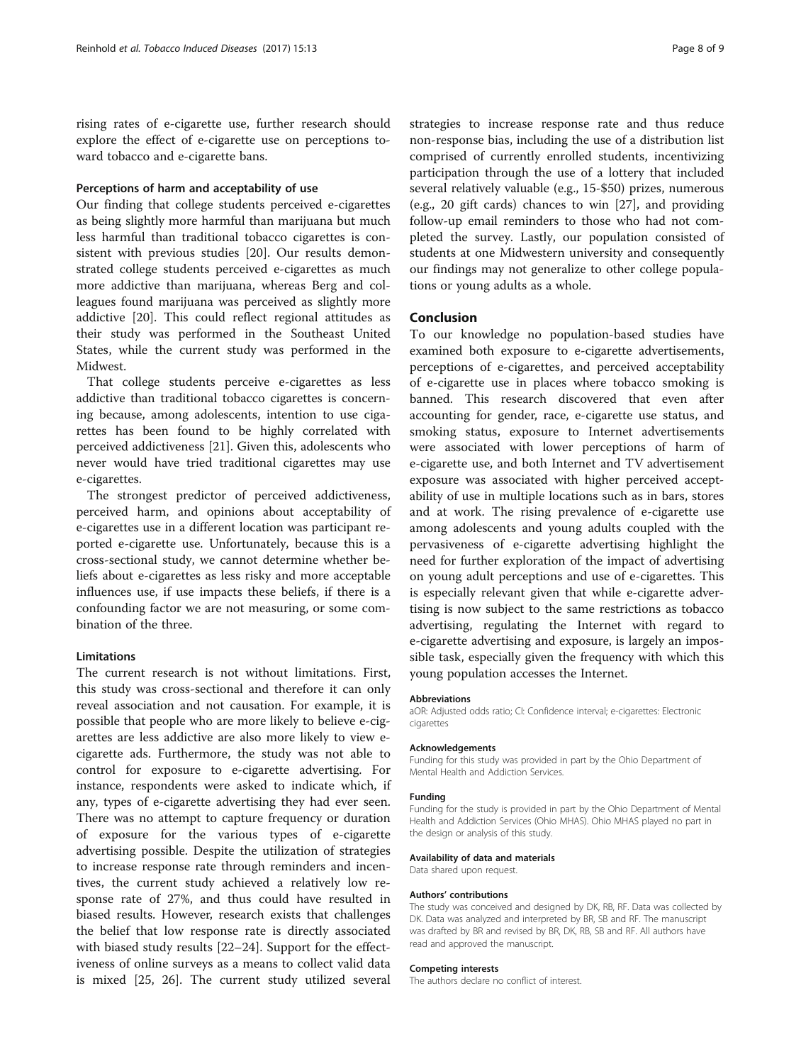rising rates of e-cigarette use, further research should explore the effect of e-cigarette use on perceptions toward tobacco and e-cigarette bans.

### Perceptions of harm and acceptability of use

Our finding that college students perceived e-cigarettes as being slightly more harmful than marijuana but much less harmful than traditional tobacco cigarettes is consistent with previous studies [20]. Our results demonstrated college students perceived e-cigarettes as much more addictive than marijuana, whereas Berg and colleagues found marijuana was perceived as slightly more addictive [20]. This could reflect regional attitudes as their study was performed in the Southeast United States, while the current study was performed in the Midwest.

That college students perceive e-cigarettes as less addictive than traditional tobacco cigarettes is concerning because, among adolescents, intention to use cigarettes has been found to be highly correlated with perceived addictiveness [21]. Given this, adolescents who never would have tried traditional cigarettes may use e-cigarettes.

The strongest predictor of perceived addictiveness, perceived harm, and opinions about acceptability of e-cigarettes use in a different location was participant reported e-cigarette use. Unfortunately, because this is a cross-sectional study, we cannot determine whether beliefs about e-cigarettes as less risky and more acceptable influences use, if use impacts these beliefs, if there is a confounding factor we are not measuring, or some combination of the three.

### Limitations

The current research is not without limitations. First, this study was cross-sectional and therefore it can only reveal association and not causation. For example, it is possible that people who are more likely to believe e-cigarettes are less addictive are also more likely to view e-cigarette ads. Furthermore, the study was not able to control for exposure to e-cigarette advertising. For instance, respondents were asked to indicate which, if any, types of e-cigarette advertising they had ever seen. There was no attempt to capture frequency or duration of exposure for the various types of e-cigarette advertising possible. Despite the utilization of strategies to increase response rate through reminders and incentives, the current study achieved a relatively low response rate of 27%, and thus could have resulted in biased results. However, research exists that challenges the belief that low response rate is directly associated with biased study results [22–24]. Support for the effectiveness of online surveys as a means to collect valid data is mixed [25, 26]. The current study utilized several strategies to increase response rate and thus reduce non-response bias, including the use of a distribution list comprised of currently enrolled students, incentivizing participation through the use of a lottery that included several relatively valuable (e.g., 15-$50) prizes, numerous (e.g., 20 gift cards) chances to win [27], and providing follow-up email reminders to those who had not completed the survey. Lastly, our population consisted of students at one Midwestern university and consequently our findings may not generalize to other college populations or young adults as a whole.

## Conclusion

To our knowledge no population-based studies have examined both exposure to e-cigarette advertisements, perceptions of e-cigarettes, and perceived acceptability of e-cigarette use in places where tobacco smoking is banned. This research discovered that even after accounting for gender, race, e-cigarette use status, and smoking status, exposure to Internet advertisements were associated with lower perceptions of harm of e-cigarette use, and both Internet and TV advertisement exposure was associated with higher perceived acceptability of use in multiple locations such as in bars, stores and at work. The rising prevalence of e-cigarette use among adolescents and young adults coupled with the pervasiveness of e-cigarette advertising highlight the need for further exploration of the impact of advertising on young adult perceptions and use of e-cigarettes. This is especially relevant given that while e-cigarette advertising is now subject to the same restrictions as tobacco advertising, regulating the Internet with regard to e-cigarette advertising and exposure, is largely an impossible task, especially given the frequency with which this young population accesses the Internet.

#### Abbreviations

aOR: Adjusted odds ratio; CI: Confidence interval; e-cigarettes: Electronic cigarettes

#### Acknowledgements

Funding for this study was provided in part by the Ohio Department of Mental Health and Addiction Services.

#### Funding

Funding for the study is provided in part by the Ohio Department of Mental Health and Addiction Services (Ohio MHAS). Ohio MHAS played no part in the design or analysis of this study.

#### Availability of data and materials

Data shared upon request.

#### Authors' contributions

The study was conceived and designed by DK, RB, RF. Data was collected by DK. Data was analyzed and interpreted by BR, SB and RF. The manuscript was drafted by BR and revised by BR, DK, RB, SB and RF. All authors have read and approved the manuscript.

#### Competing interests

The authors declare no conflict of interest.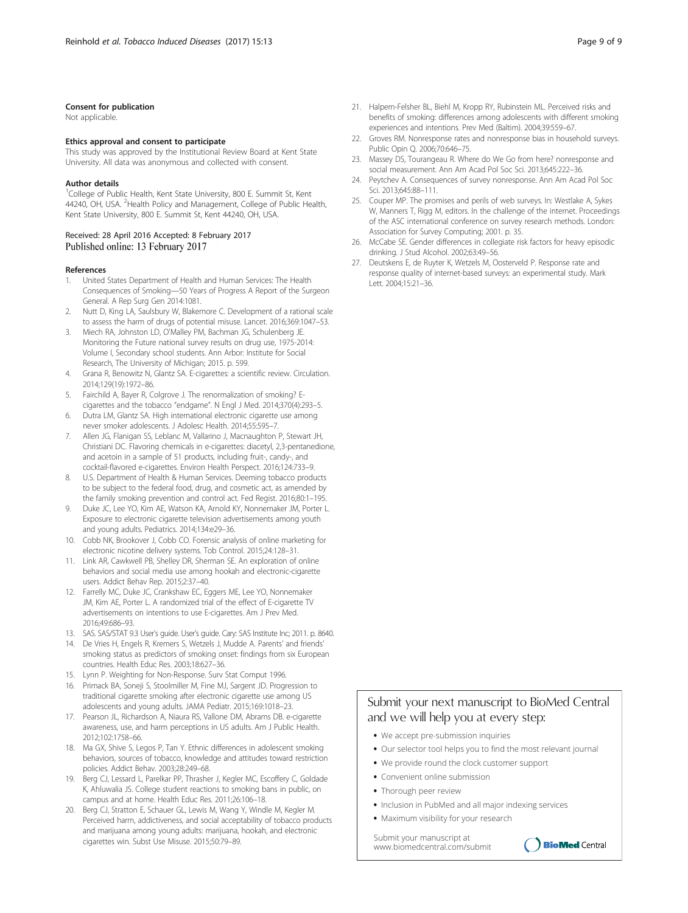### Consent for publication

Not applicable.

### Ethics approval and consent to participate

This study was approved by the Institutional Review Board at Kent State University. All data was anonymous and collected with consent.

### Author details

[1]College of Public Health, Kent State University, 800 E. Summit St, Kent 44240, OH, USA. [2]Health Policy and Management, College of Public Health, Kent State University, 800 E. Summit St, Kent 44240, OH, USA.

Received: 28 April 2016 Accepted: 8 February 2017
Published online: 13 February 2017

### References

1. United States Department of Health and Human Services: The Health Consequences of Smoking—50 Years of Progress A Report of the Surgeon General. A Rep Surg Gen 2014:1081.
2. Nutt D, King LA, Saulsbury W, Blakemore C. Development of a rational scale to assess the harm of drugs of potential misuse. Lancet. 2016;369:1047–53.
3. Miech RA, Johnston LD, O'Malley PM, Bachman JG, Schulenberg JE. Monitoring the Future national survey results on drug use, 1975-2014: Volume I, Secondary school students. Ann Arbor: Institute for Social Research, The University of Michigan; 2015. p. 599.
4. Grana R, Benowitz N, Glantz SA. E-cigarettes: a scientific review. Circulation. 2014;129(19):1972–86.
5. Fairchild A, Bayer R, Colgrove J. The renormalization of smoking? E-cigarettes and the tobacco "endgame". N Engl J Med. 2014;370(4):293–5.
6. Dutra LM, Glantz SA. High international electronic cigarette use among never smoker adolescents. J Adolesc Health. 2014;55:595–7.
7. Allen JG, Flanigan SS, Leblanc M, Vallarino J, Macnaughton P, Stewart JH, Christiani DC. Flavoring chemicals in e-cigarettes: diacetyl, 2,3-pentanedione, and acetoin in a sample of 51 products, including fruit-, candy-, and cocktail-flavored e-cigarettes. Environ Health Perspect. 2016;124:733–9.
8. U.S. Department of Health & Human Services. Deeming tobacco products to be subject to the federal food, drug, and cosmetic act, as amended by the family smoking prevention and control act. Fed Regist. 2016;80:1–195.
9. Duke JC, Lee YO, Kim AE, Watson KA, Arnold KY, Nonnemaker JM, Porter L. Exposure to electronic cigarette television advertisements among youth and young adults. Pediatrics. 2014;134:e29–36.
10. Cobb NK, Brookover J, Cobb CO. Forensic analysis of online marketing for electronic nicotine delivery systems. Tob Control. 2015;24:128–31.
11. Link AR, Cawkwell PB, Shelley DR, Sherman SE. An exploration of online behaviors and social media use among hookah and electronic-cigarette users. Addict Behav Rep. 2015;2:37–40.
12. Farrelly MC, Duke JC, Crankshaw EC, Eggers ME, Lee YO, Nonnemaker JM, Kim AE, Porter L. A randomized trial of the effect of E-cigarette TV advertisements on intentions to use E-cigarettes. Am J Prev Med. 2016;49:686–93.
13. SAS. SAS/STAT 9.3 User's guide. User's guide. Cary: SAS Institute Inc; 2011. p. 8640.
14. De Vries H, Engels R, Kremers S, Wetzels J, Mudde A. Parents' and friends' smoking status as predictors of smoking onset: findings from six European countries. Health Educ Res. 2003;18:627–36.
15. Lynn P. Weighting for Non-Response. Surv Stat Comput 1996.
16. Primack BA, Soneji S, Stoolmiller M, Fine MJ, Sargent JD. Progression to traditional cigarette smoking after electronic cigarette use among US adolescents and young adults. JAMA Pediatr. 2015;169:1018–23.
17. Pearson JL, Richardson A, Niaura RS, Vallone DM, Abrams DB. e-cigarette awareness, use, and harm perceptions in US adults. Am J Public Health. 2012;102:1758–66.
18. Ma GX, Shive S, Legos P, Tan Y. Ethnic differences in adolescent smoking behaviors, sources of tobacco, knowledge and attitudes toward restriction policies. Addict Behav. 2003;28:249–68.
19. Berg CJ, Lessard L, Parelkar PP, Thrasher J, Kegler MC, Escoffery C, Goldade K, Ahluwalia JS. College student reactions to smoking bans in public, on campus and at home. Health Educ Res. 2011;26:106–18.
20. Berg CJ, Stratton E, Schauer GL, Lewis M, Wang Y, Windle M, Kegler M. Perceived harm, addictiveness, and social acceptability of tobacco products and marijuana among young adults: marijuana, hookah, and electronic cigarettes win. Subst Use Misuse. 2015;50:79–89.
21. Halpern-Felsher BL, Biehl M, Kropp RY, Rubinstein ML. Perceived risks and benefits of smoking: differences among adolescents with different smoking experiences and intentions. Prev Med (Baltim). 2004;39:559–67.
22. Groves RM. Nonresponse rates and nonresponse bias in household surveys. Public Opin Q. 2006;70:646–75.
23. Massey DS, Tourangeau R. Where do We Go from here? nonresponse and social measurement. Ann Am Acad Pol Soc Sci. 2013;645:222–36.
24. Peytchev A. Consequences of survey nonresponse. Ann Am Acad Pol Soc Sci. 2013;645:88–111.
25. Couper MP. The promises and perils of web surveys. In: Westlake A, Sykes W, Manners T, Rigg M, editors. In the challenge of the internet. Proceedings of the ASC international conference on survey research methods. London: Association for Survey Computing; 2001. p. 35.
26. McCabe SE. Gender differences in collegiate risk factors for heavy episodic drinking. J Stud Alcohol. 2002;63:49–56.
27. Deutskens E, de Ruyter K, Wetzels M, Oosterveld P. Response rate and response quality of internet-based surveys: an experimental study. Mark Lett. 2004;15:21–36.

Submit your next manuscript to BioMed Central and we will help you at every step:

- We accept pre-submission inquiries
- Our selector tool helps you to find the most relevant journal
- We provide round the clock customer support
- Convenient online submission
- Thorough peer review
- Inclusion in PubMed and all major indexing services
- Maximum visibility for your research

Submit your manuscript at
www.biomedcentral.com/submit

BioMed Central